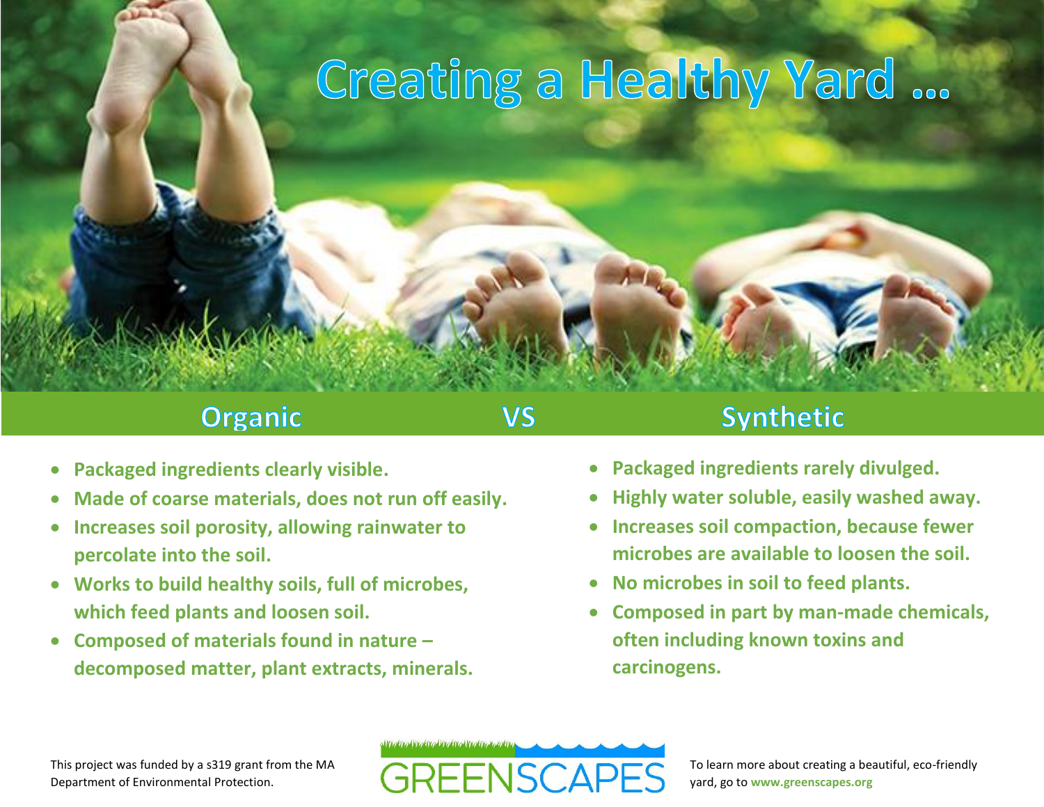# Creating a Healthy Yard …

## Organic VS Synthetic

### Organic

- Packaged ingredients clearly visible.
- Made of coarse materials, does not run off easily.
- Increases soil porosity, allowing rainwater to percolate into the soil.
- Works to build healthy soils, full of microbes, which feed plants and loosen soil.
- Composed of materials found in nature – decomposed matter, plant extracts, minerals.

### Synthetic

- Packaged ingredients rarely divulged.
- Highly water soluble, easily washed away.
- Increases soil compaction, because fewer microbes are available to loosen the soil.
- No microbes in soil to feed plants.
- Composed in part by man-made chemicals, often including known toxins and carcinogens.

This project was funded by a s319 grant from the MA Department of Environmental Protection.

GREENSCAPES

To learn more about creating a beautiful, eco-friendly yard, go to **www.greenscapes.org**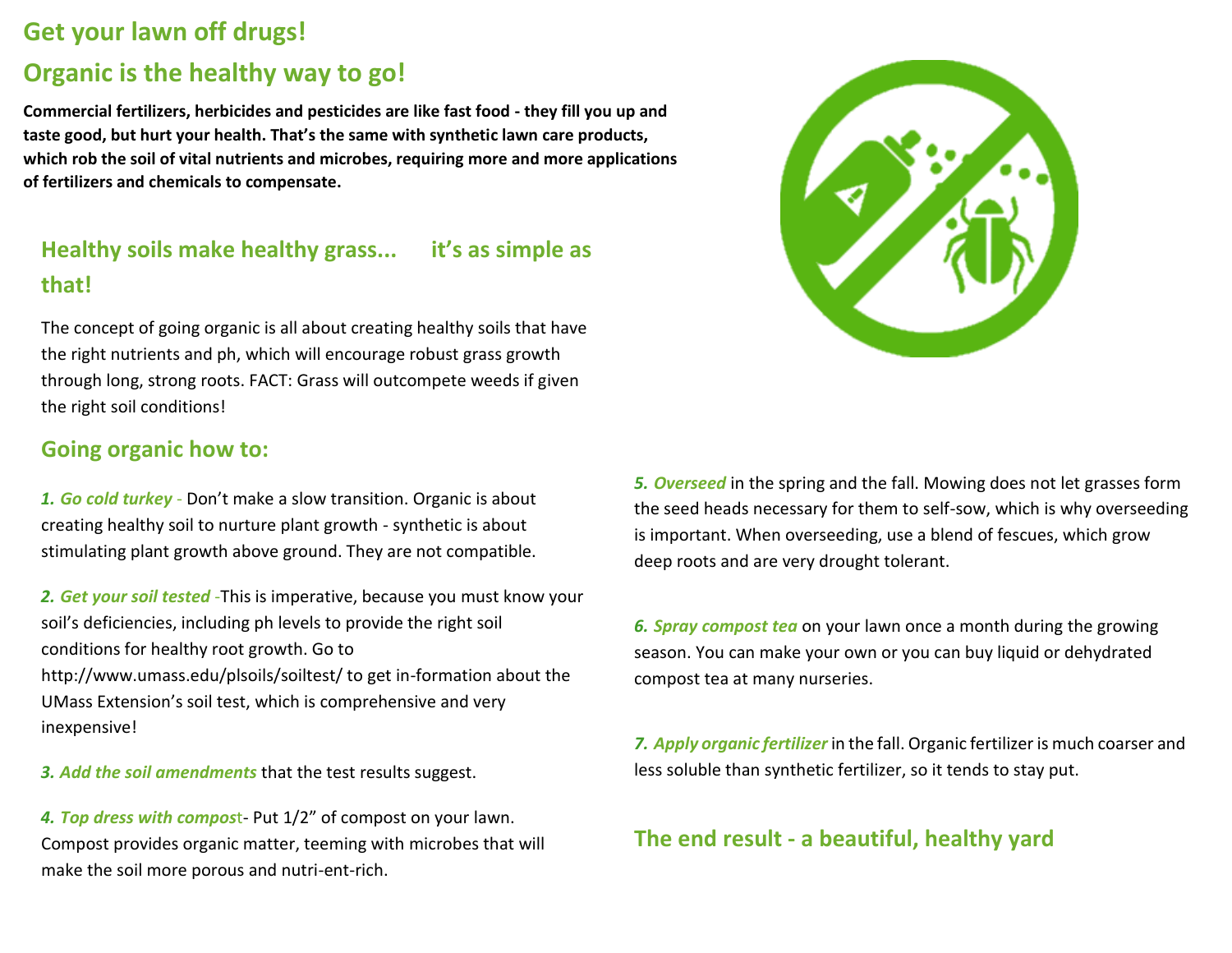## Get your lawn off drugs!

## Organic is the healthy way to go!

**Commercial fertilizers, herbicides and pesticides are like fast food - they fill you up and taste good, but hurt your health. That's the same with synthetic lawn care products, which rob the soil of vital nutrients and microbes, requiring more and more applications of fertilizers and chemicals to compensate.**

### Healthy soils make healthy grass... it's as simple as that!

The concept of going organic is all about creating healthy soils that have the right nutrients and ph, which will encourage robust grass growth through long, strong roots. FACT: Grass will outcompete weeds if given the right soil conditions!

### Going organic how to:

***1. Go cold turkey*** - Don't make a slow transition. Organic is about creating healthy soil to nurture plant growth - synthetic is about stimulating plant growth above ground. They are not compatible.

***2. Get your soil tested*** -This is imperative, because you must know your soil's deficiencies, including ph levels to provide the right soil conditions for healthy root growth. Go to http://www.umass.edu/plsoils/soiltest/ to get in-formation about the UMass Extension's soil test, which is comprehensive and very inexpensive!

***3. Add the soil amendments*** that the test results suggest.

***4. Top dress with compost***- Put 1/2" of compost on your lawn. Compost provides organic matter, teeming with microbes that will make the soil more porous and nutri-ent-rich.

***5. Overseed*** in the spring and the fall. Mowing does not let grasses form the seed heads necessary for them to self-sow, which is why overseeding is important. When overseeding, use a blend of fescues, which grow deep roots and are very drought tolerant.

***6. Spray compost tea*** on your lawn once a month during the growing season. You can make your own or you can buy liquid or dehydrated compost tea at many nurseries.

***7. Apply organic fertilizer*** in the fall. Organic fertilizer is much coarser and less soluble than synthetic fertilizer, so it tends to stay put.

### The end result - a beautiful, healthy yard